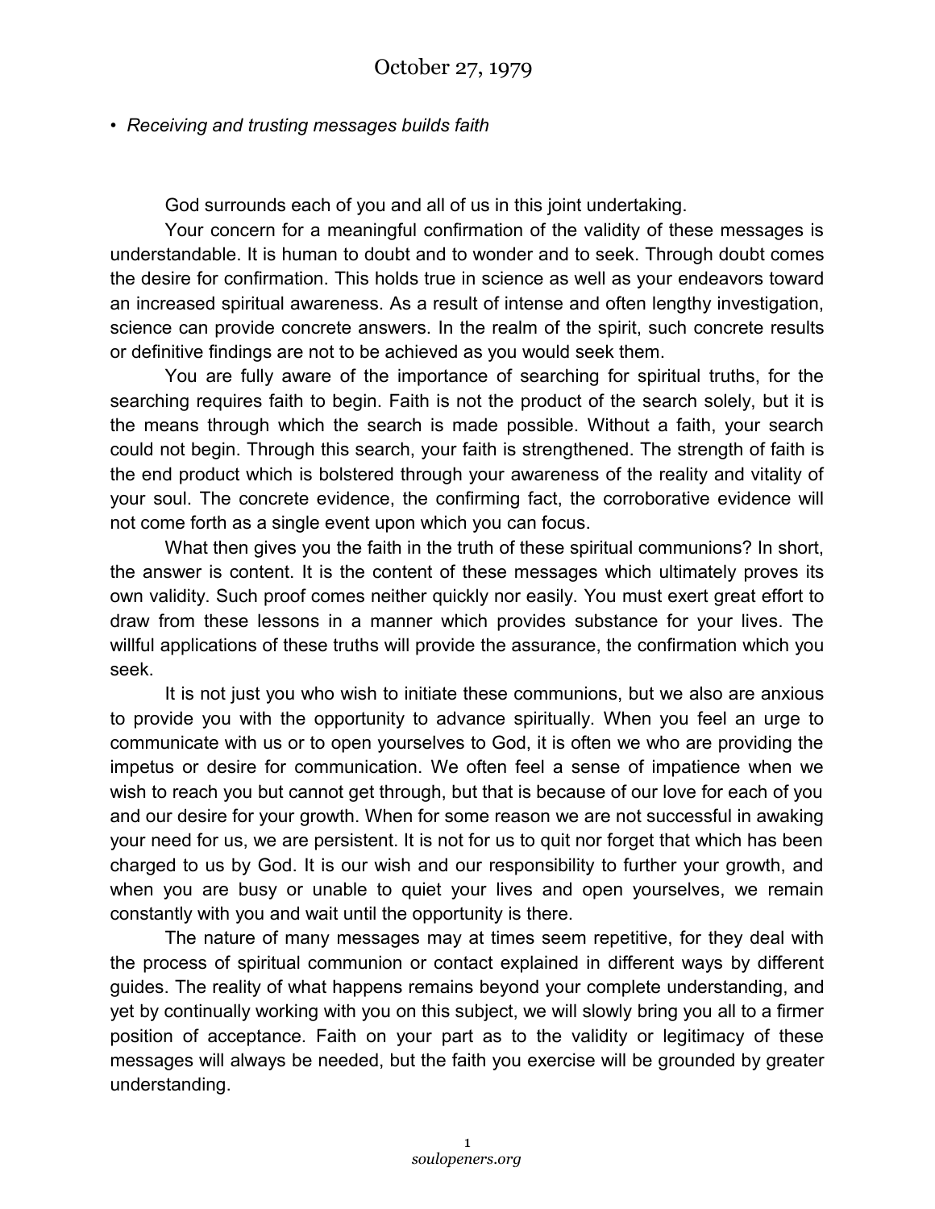# October 27, 1979

- *Receiving and trusting messages builds faith*

God surrounds each of you and all of us in this joint undertaking.

Your concern for a meaningful confirmation of the validity of these messages is understandable. It is human to doubt and to wonder and to seek. Through doubt comes the desire for confirmation. This holds true in science as well as your endeavors toward an increased spiritual awareness. As a result of intense and often lengthy investigation, science can provide concrete answers. In the realm of the spirit, such concrete results or definitive findings are not to be achieved as you would seek them.

You are fully aware of the importance of searching for spiritual truths, for the searching requires faith to begin. Faith is not the product of the search solely, but it is the means through which the search is made possible. Without a faith, your search could not begin. Through this search, your faith is strengthened. The strength of faith is the end product which is bolstered through your awareness of the reality and vitality of your soul. The concrete evidence, the confirming fact, the corroborative evidence will not come forth as a single event upon which you can focus.

What then gives you the faith in the truth of these spiritual communions? In short, the answer is content. It is the content of these messages which ultimately proves its own validity. Such proof comes neither quickly nor easily. You must exert great effort to draw from these lessons in a manner which provides substance for your lives. The willful applications of these truths will provide the assurance, the confirmation which you seek.

It is not just you who wish to initiate these communions, but we also are anxious to provide you with the opportunity to advance spiritually. When you feel an urge to communicate with us or to open yourselves to God, it is often we who are providing the impetus or desire for communication. We often feel a sense of impatience when we wish to reach you but cannot get through, but that is because of our love for each of you and our desire for your growth. When for some reason we are not successful in awaking your need for us, we are persistent. It is not for us to quit nor forget that which has been charged to us by God. It is our wish and our responsibility to further your growth, and when you are busy or unable to quiet your lives and open yourselves, we remain constantly with you and wait until the opportunity is there.

The nature of many messages may at times seem repetitive, for they deal with the process of spiritual communion or contact explained in different ways by different guides. The reality of what happens remains beyond your complete understanding, and yet by continually working with you on this subject, we will slowly bring you all to a firmer position of acceptance. Faith on your part as to the validity or legitimacy of these messages will always be needed, but the faith you exercise will be grounded by greater understanding.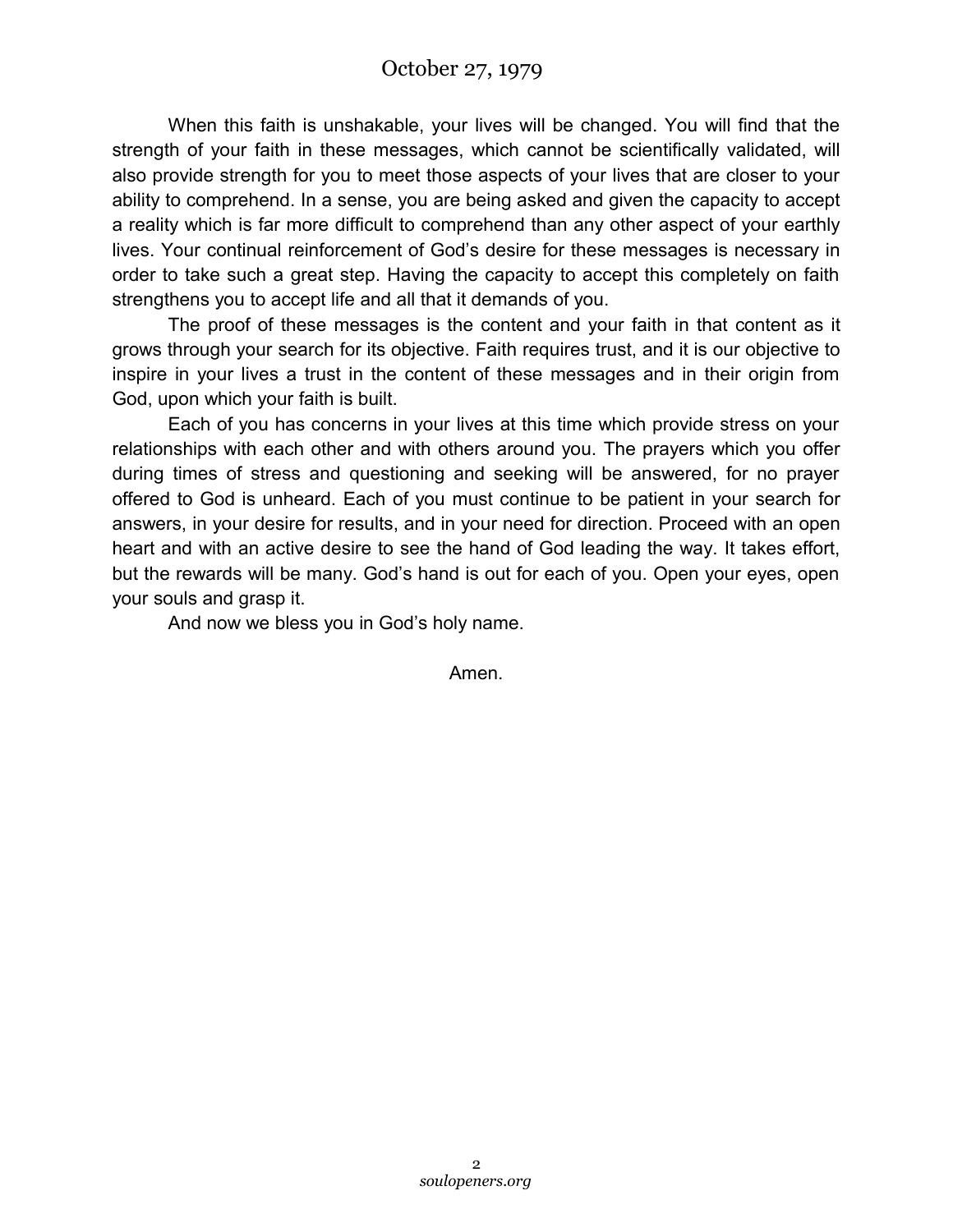When this faith is unshakable, your lives will be changed. You will find that the strength of your faith in these messages, which cannot be scientifically validated, will also provide strength for you to meet those aspects of your lives that are closer to your ability to comprehend. In a sense, you are being asked and given the capacity to accept a reality which is far more difficult to comprehend than any other aspect of your earthly lives. Your continual reinforcement of God's desire for these messages is necessary in order to take such a great step. Having the capacity to accept this completely on faith strengthens you to accept life and all that it demands of you.

The proof of these messages is the content and your faith in that content as it grows through your search for its objective. Faith requires trust, and it is our objective to inspire in your lives a trust in the content of these messages and in their origin from God, upon which your faith is built.

Each of you has concerns in your lives at this time which provide stress on your relationships with each other and with others around you. The prayers which you offer during times of stress and questioning and seeking will be answered, for no prayer offered to God is unheard. Each of you must continue to be patient in your search for answers, in your desire for results, and in your need for direction. Proceed with an open heart and with an active desire to see the hand of God leading the way. It takes effort, but the rewards will be many. God's hand is out for each of you. Open your eyes, open your souls and grasp it.

And now we bless you in God's holy name.

Amen.